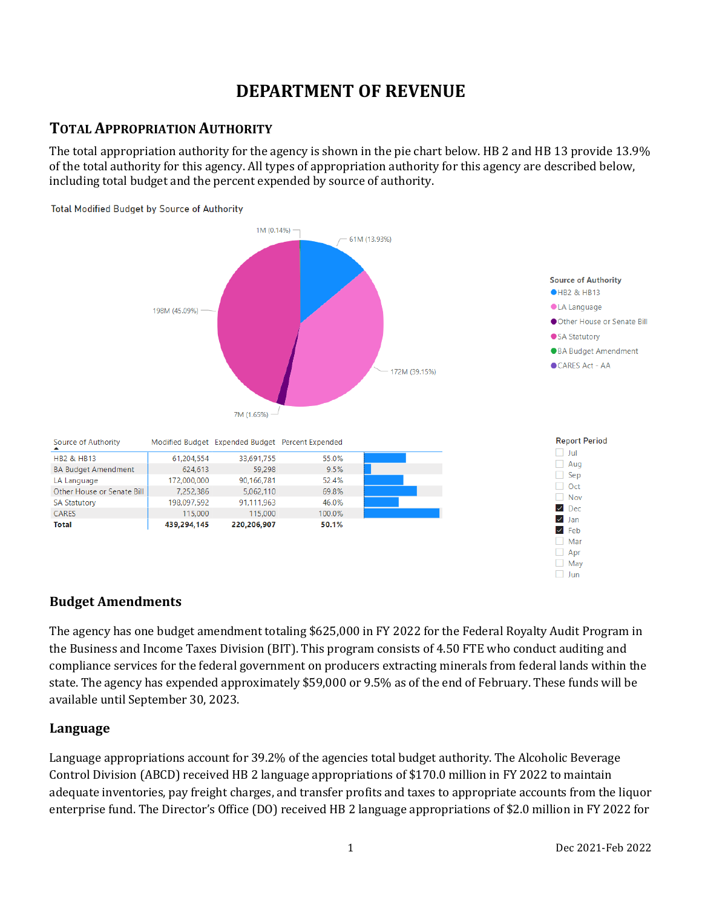# DEPARTMENT OF REVENUE

## Total Appropriation Authority

The total appropriation authority for the agency is shown in the pie chart below. HB 2 and HB 13 provide 13.9% of the total authority for this agency. All types of appropriation authority for this agency are described below, including total budget and the percent expended by source of authority.

Total Modified Budget by Source of Authority

| Source of Authority | Modified Budget | Expended Budget | Percent Expended |
|---|---|---|---|
| HB2 & HB13 | 61,204,554 | 33,691,755 | 55.0% |
| BA Budget Amendment | 624,613 | 59,298 | 9.5% |
| LA Language | 172,000,000 | 90,166,781 | 52.4% |
| Other House or Senate Bill | 7,252,386 | 5,062,110 | 69.8% |
| SA Statutory | 198,097,592 | 91,111,963 | 46.0% |
| CARES | 115,000 | 115,000 | 100.0% |
| **Total** | **439,294,145** | **220,206,907** | **50.1%** |

Report Period: Dec, Jan, Feb

### Budget Amendments

The agency has one budget amendment totaling $625,000 in FY 2022 for the Federal Royalty Audit Program in the Business and Income Taxes Division (BIT). This program consists of 4.50 FTE who conduct auditing and compliance services for the federal government on producers extracting minerals from federal lands within the state. The agency has expended approximately $59,000 or 9.5% as of the end of February. These funds will be available until September 30, 2023.

### Language

Language appropriations account for 39.2% of the agencies total budget authority. The Alcoholic Beverage Control Division (ABCD) received HB 2 language appropriations of $170.0 million in FY 2022 to maintain adequate inventories, pay freight charges, and transfer profits and taxes to appropriate accounts from the liquor enterprise fund. The Director's Office (DO) received HB 2 language appropriations of $2.0 million in FY 2022 for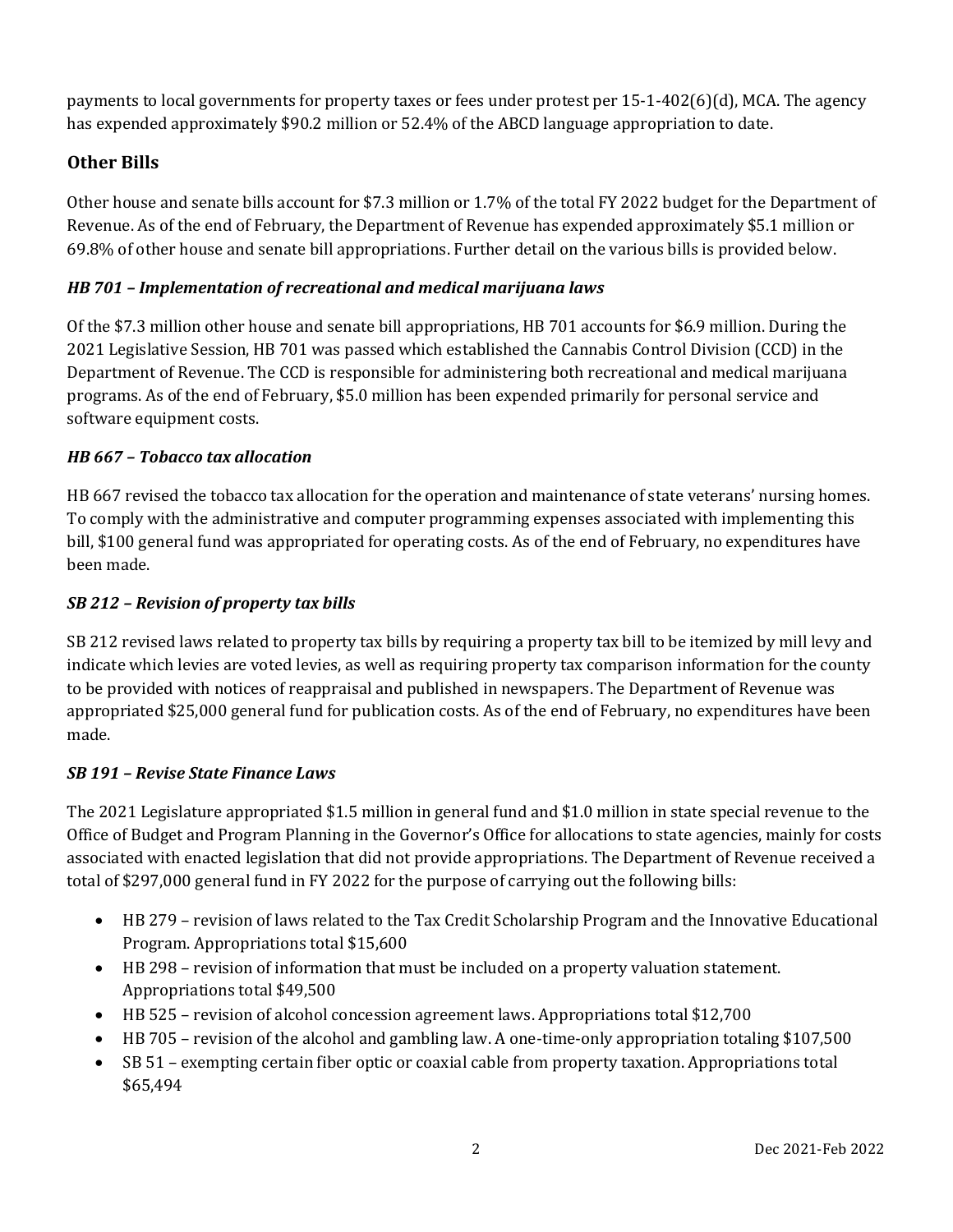payments to local governments for property taxes or fees under protest per 15-1-402(6)(d), MCA. The agency has expended approximately $90.2 million or 52.4% of the ABCD language appropriation to date.

## Other Bills

Other house and senate bills account for $7.3 million or 1.7% of the total FY 2022 budget for the Department of Revenue. As of the end of February, the Department of Revenue has expended approximately $5.1 million or 69.8% of other house and senate bill appropriations. Further detail on the various bills is provided below.

### *HB 701 – Implementation of recreational and medical marijuana laws*

Of the $7.3 million other house and senate bill appropriations, HB 701 accounts for $6.9 million. During the 2021 Legislative Session, HB 701 was passed which established the Cannabis Control Division (CCD) in the Department of Revenue. The CCD is responsible for administering both recreational and medical marijuana programs. As of the end of February, $5.0 million has been expended primarily for personal service and software equipment costs.

### *HB 667 – Tobacco tax allocation*

HB 667 revised the tobacco tax allocation for the operation and maintenance of state veterans' nursing homes. To comply with the administrative and computer programming expenses associated with implementing this bill, $100 general fund was appropriated for operating costs. As of the end of February, no expenditures have been made.

### *SB 212 – Revision of property tax bills*

SB 212 revised laws related to property tax bills by requiring a property tax bill to be itemized by mill levy and indicate which levies are voted levies, as well as requiring property tax comparison information for the county to be provided with notices of reappraisal and published in newspapers. The Department of Revenue was appropriated $25,000 general fund for publication costs. As of the end of February, no expenditures have been made.

### *SB 191 – Revise State Finance Laws*

The 2021 Legislature appropriated $1.5 million in general fund and $1.0 million in state special revenue to the Office of Budget and Program Planning in the Governor's Office for allocations to state agencies, mainly for costs associated with enacted legislation that did not provide appropriations. The Department of Revenue received a total of $297,000 general fund in FY 2022 for the purpose of carrying out the following bills:

- HB 279 – revision of laws related to the Tax Credit Scholarship Program and the Innovative Educational Program. Appropriations total $15,600
- HB 298 – revision of information that must be included on a property valuation statement. Appropriations total $49,500
- HB 525 – revision of alcohol concession agreement laws. Appropriations total $12,700
- HB 705 – revision of the alcohol and gambling law. A one-time-only appropriation totaling $107,500
- SB 51 – exempting certain fiber optic or coaxial cable from property taxation. Appropriations total $65,494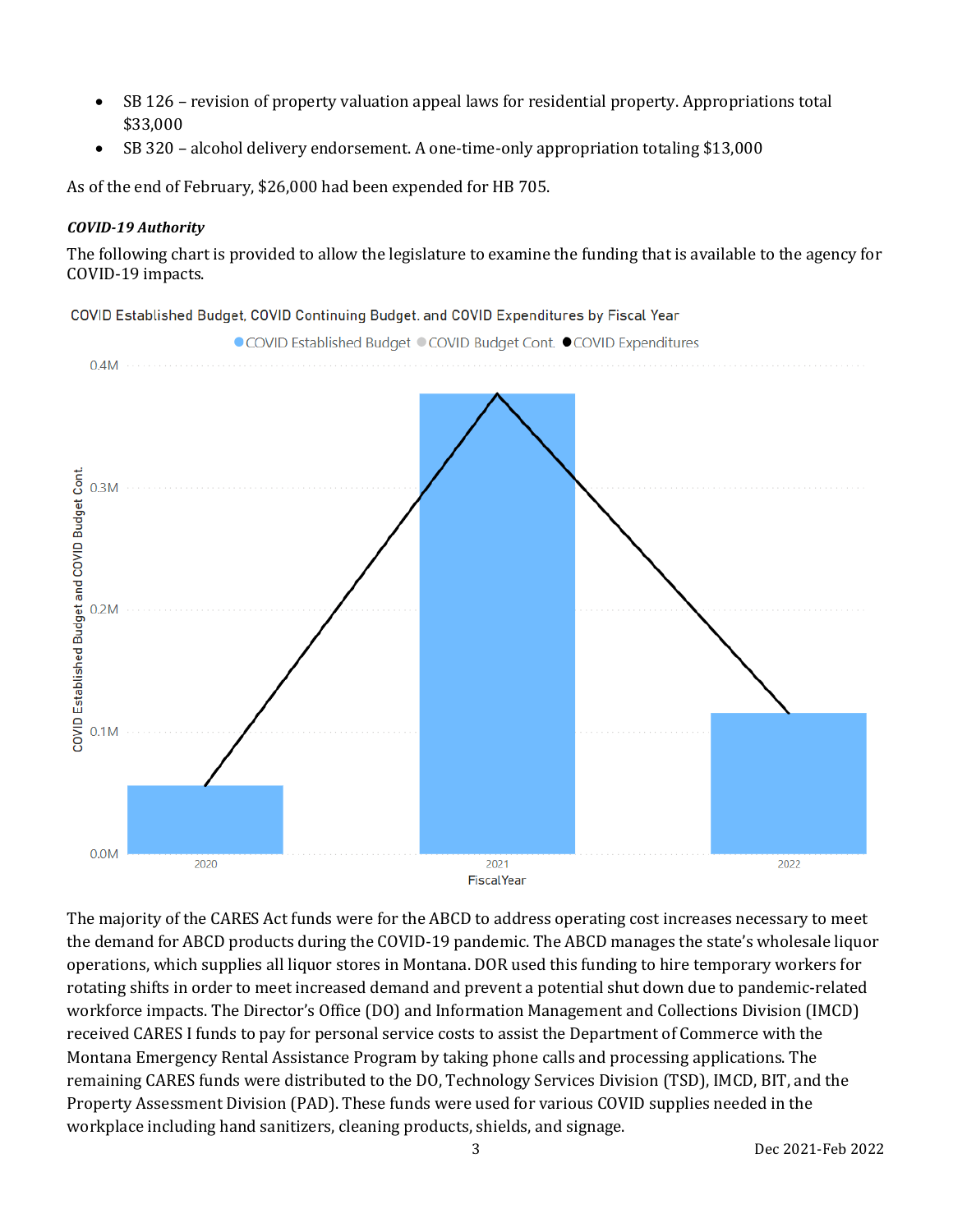- SB 126 – revision of property valuation appeal laws for residential property. Appropriations total $33,000
- SB 320 – alcohol delivery endorsement. A one-time-only appropriation totaling $13,000

As of the end of February, $26,000 had been expended for HB 705.

***COVID-19 Authority***

The following chart is provided to allow the legislature to examine the funding that is available to the agency for COVID-19 impacts.

COVID Established Budget, COVID Continuing Budget, and COVID Expenditures by Fiscal Year

The majority of the CARES Act funds were for the ABCD to address operating cost increases necessary to meet the demand for ABCD products during the COVID-19 pandemic. The ABCD manages the state's wholesale liquor operations, which supplies all liquor stores in Montana. DOR used this funding to hire temporary workers for rotating shifts in order to meet increased demand and prevent a potential shut down due to pandemic-related workforce impacts. The Director's Office (DO) and Information Management and Collections Division (IMCD) received CARES I funds to pay for personal service costs to assist the Department of Commerce with the Montana Emergency Rental Assistance Program by taking phone calls and processing applications. The remaining CARES funds were distributed to the DO, Technology Services Division (TSD), IMCD, BIT, and the Property Assessment Division (PAD). These funds were used for various COVID supplies needed in the workplace including hand sanitizers, cleaning products, shields, and signage.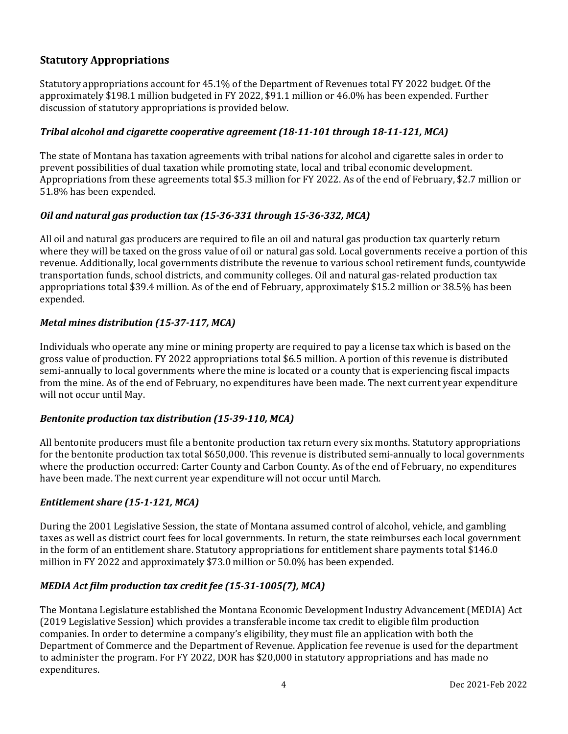## Statutory Appropriations

Statutory appropriations account for 45.1% of the Department of Revenues total FY 2022 budget. Of the approximately $198.1 million budgeted in FY 2022, $91.1 million or 46.0% has been expended. Further discussion of statutory appropriations is provided below.

### *Tribal alcohol and cigarette cooperative agreement (18-11-101 through 18-11-121, MCA)*

The state of Montana has taxation agreements with tribal nations for alcohol and cigarette sales in order to prevent possibilities of dual taxation while promoting state, local and tribal economic development. Appropriations from these agreements total $5.3 million for FY 2022. As of the end of February, $2.7 million or 51.8% has been expended.

### *Oil and natural gas production tax (15-36-331 through 15-36-332, MCA)*

All oil and natural gas producers are required to file an oil and natural gas production tax quarterly return where they will be taxed on the gross value of oil or natural gas sold. Local governments receive a portion of this revenue. Additionally, local governments distribute the revenue to various school retirement funds, countywide transportation funds, school districts, and community colleges. Oil and natural gas-related production tax appropriations total $39.4 million. As of the end of February, approximately $15.2 million or 38.5% has been expended.

### *Metal mines distribution (15-37-117, MCA)*

Individuals who operate any mine or mining property are required to pay a license tax which is based on the gross value of production. FY 2022 appropriations total $6.5 million. A portion of this revenue is distributed semi-annually to local governments where the mine is located or a county that is experiencing fiscal impacts from the mine. As of the end of February, no expenditures have been made. The next current year expenditure will not occur until May.

### *Bentonite production tax distribution (15-39-110, MCA)*

All bentonite producers must file a bentonite production tax return every six months. Statutory appropriations for the bentonite production tax total $650,000. This revenue is distributed semi-annually to local governments where the production occurred: Carter County and Carbon County. As of the end of February, no expenditures have been made. The next current year expenditure will not occur until March.

### *Entitlement share (15-1-121, MCA)*

During the 2001 Legislative Session, the state of Montana assumed control of alcohol, vehicle, and gambling taxes as well as district court fees for local governments. In return, the state reimburses each local government in the form of an entitlement share. Statutory appropriations for entitlement share payments total $146.0 million in FY 2022 and approximately $73.0 million or 50.0% has been expended.

### *MEDIA Act film production tax credit fee (15-31-1005(7), MCA)*

The Montana Legislature established the Montana Economic Development Industry Advancement (MEDIA) Act (2019 Legislative Session) which provides a transferable income tax credit to eligible film production companies. In order to determine a company's eligibility, they must file an application with both the Department of Commerce and the Department of Revenue. Application fee revenue is used for the department to administer the program. For FY 2022, DOR has $20,000 in statutory appropriations and has made no expenditures.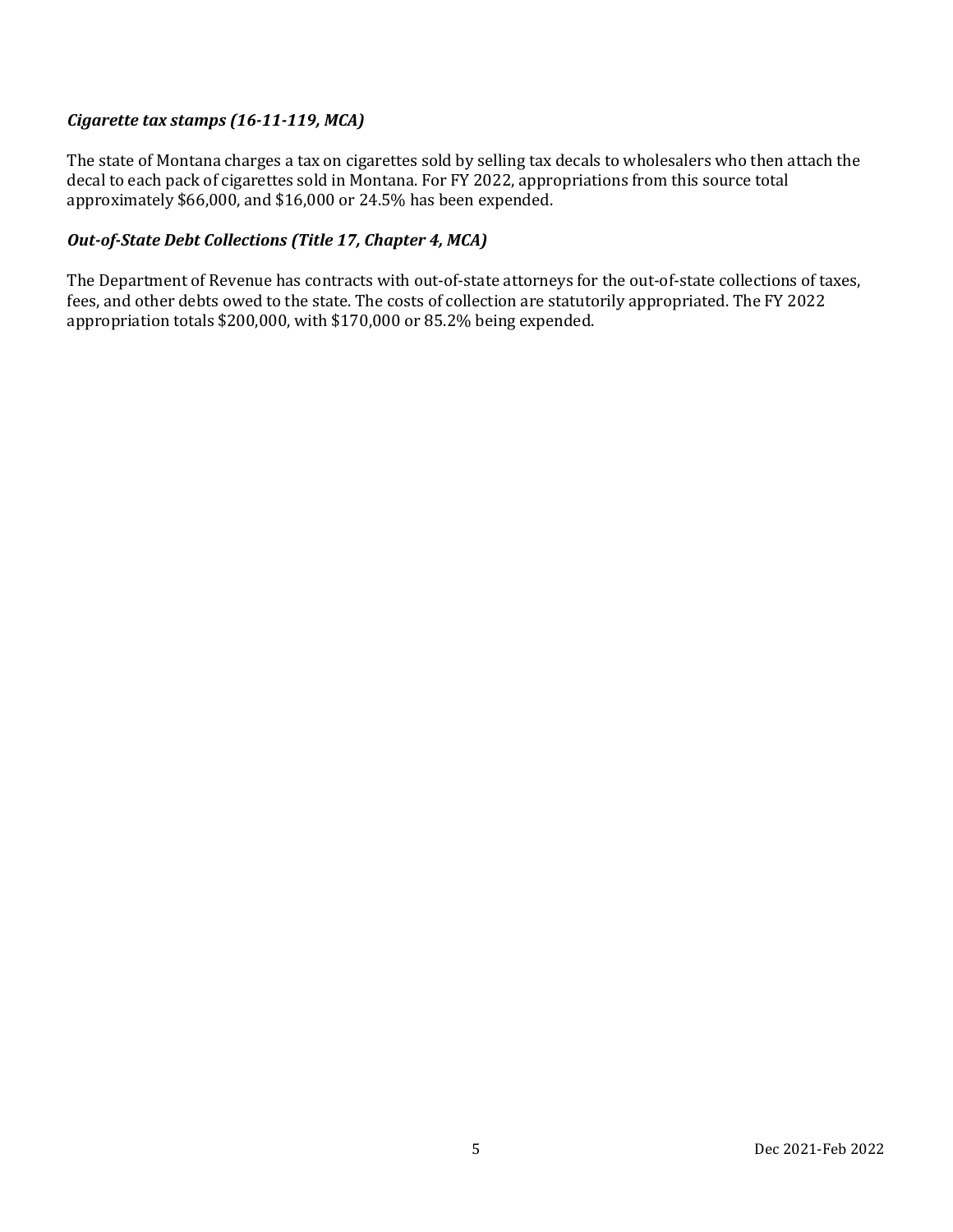### *Cigarette tax stamps (16-11-119, MCA)*

The state of Montana charges a tax on cigarettes sold by selling tax decals to wholesalers who then attach the decal to each pack of cigarettes sold in Montana. For FY 2022, appropriations from this source total approximately $66,000, and $16,000 or 24.5% has been expended.

### *Out-of-State Debt Collections (Title 17, Chapter 4, MCA)*

The Department of Revenue has contracts with out-of-state attorneys for the out-of-state collections of taxes, fees, and other debts owed to the state. The costs of collection are statutorily appropriated. The FY 2022 appropriation totals $200,000, with $170,000 or 85.2% being expended.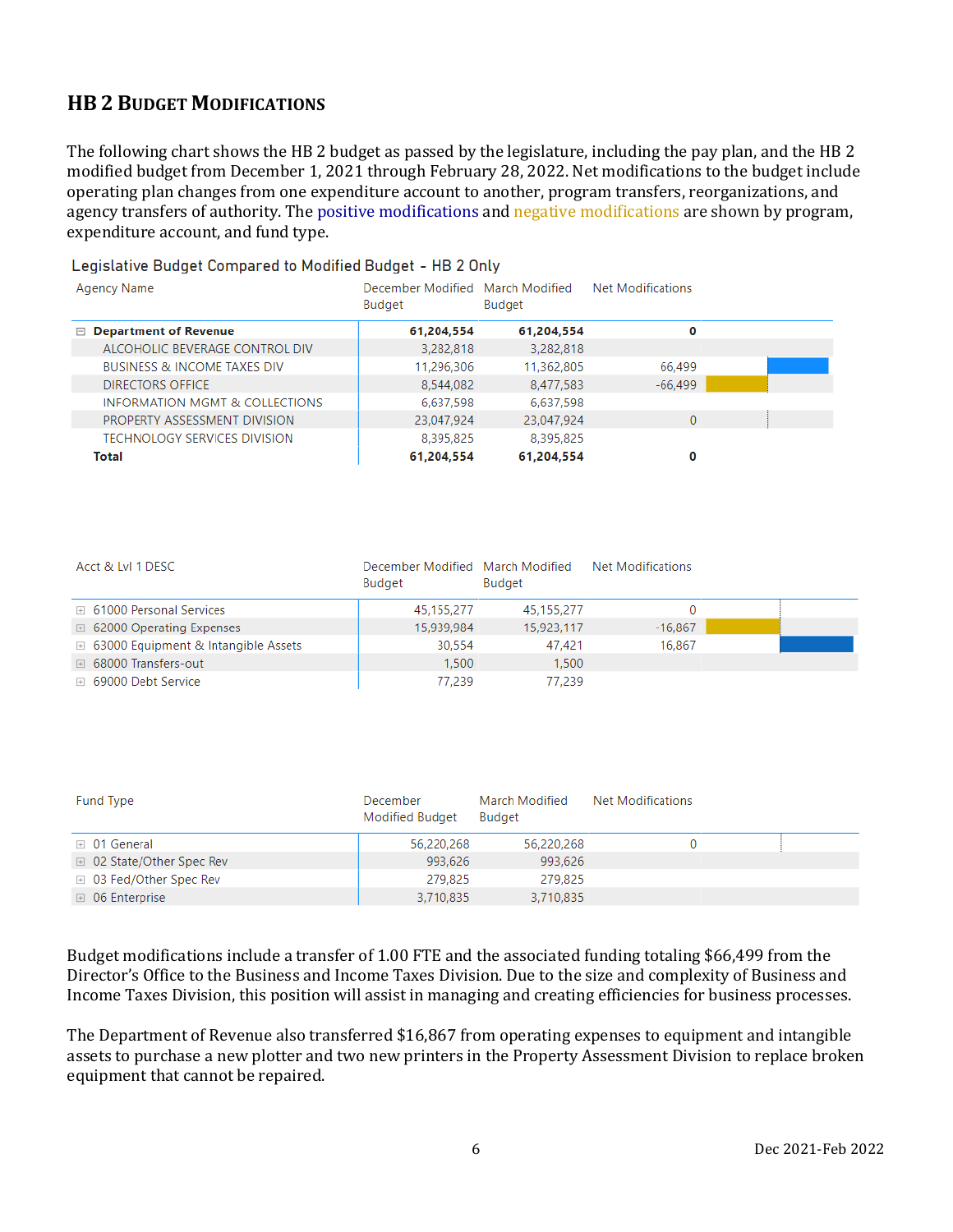## HB 2 Budget Modifications

The following chart shows the HB 2 budget as passed by the legislature, including the pay plan, and the HB 2 modified budget from December 1, 2021 through February 28, 2022. Net modifications to the budget include operating plan changes from one expenditure account to another, program transfers, reorganizations, and agency transfers of authority. The positive modifications and negative modifications are shown by program, expenditure account, and fund type.

**Legislative Budget Compared to Modified Budget - HB 2 Only**

| Agency Name | December Modified Budget | March Modified Budget | Net Modifications |
|---|---|---|---|
| **Department of Revenue** | **61,204,554** | **61,204,554** | **0** |
| ALCOHOLIC BEVERAGE CONTROL DIV | 3,282,818 | 3,282,818 | |
| BUSINESS & INCOME TAXES DIV | 11,296,306 | 11,362,805 | 66,499 |
| DIRECTORS OFFICE | 8,544,082 | 8,477,583 | -66,499 |
| INFORMATION MGMT & COLLECTIONS | 6,637,598 | 6,637,598 | |
| PROPERTY ASSESSMENT DIVISION | 23,047,924 | 23,047,924 | 0 |
| TECHNOLOGY SERVICES DIVISION | 8,395,825 | 8,395,825 | |
| **Total** | **61,204,554** | **61,204,554** | **0** |

| Acct & Lvl 1 DESC | December Modified Budget | March Modified Budget | Net Modifications |
|---|---|---|---|
| 61000 Personal Services | 45,155,277 | 45,155,277 | 0 |
| 62000 Operating Expenses | 15,939,984 | 15,923,117 | -16,867 |
| 63000 Equipment & Intangible Assets | 30,554 | 47,421 | 16,867 |
| 68000 Transfers-out | 1,500 | 1,500 | |
| 69000 Debt Service | 77,239 | 77,239 | |

| Fund Type | December Modified Budget | March Modified Budget | Net Modifications |
|---|---|---|---|
| 01 General | 56,220,268 | 56,220,268 | 0 |
| 02 State/Other Spec Rev | 993,626 | 993,626 | |
| 03 Fed/Other Spec Rev | 279,825 | 279,825 | |
| 06 Enterprise | 3,710,835 | 3,710,835 | |

Budget modifications include a transfer of 1.00 FTE and the associated funding totaling $66,499 from the Director's Office to the Business and Income Taxes Division. Due to the size and complexity of Business and Income Taxes Division, this position will assist in managing and creating efficiencies for business processes.

The Department of Revenue also transferred $16,867 from operating expenses to equipment and intangible assets to purchase a new plotter and two new printers in the Property Assessment Division to replace broken equipment that cannot be repaired.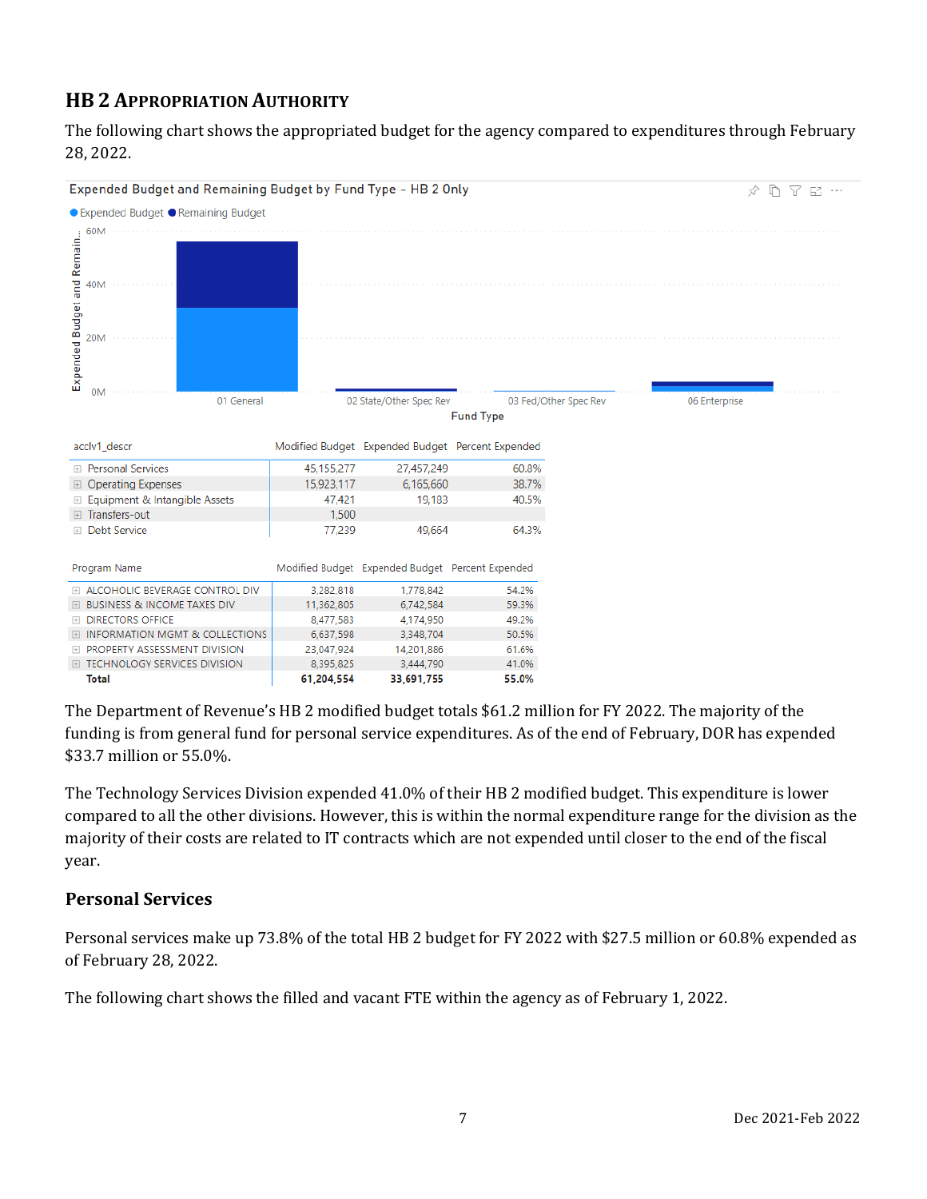## HB 2 Appropriation Authority

The following chart shows the appropriated budget for the agency compared to expenditures through February 28, 2022.

Expended Budget and Remaining Budget by Fund Type - HB 2 Only

| acclv1_descr | Modified Budget | Expended Budget | Percent Expended |
|---|---|---|---|
| Personal Services | 45,155,277 | 27,457,249 | 60.8% |
| Operating Expenses | 15,923,117 | 6,165,660 | 38.7% |
| Equipment & Intangible Assets | 47,421 | 19,183 | 40.5% |
| Transfers-out | 1,500 | | |
| Debt Service | 77,239 | 49,664 | 64.3% |

| Program Name | Modified Budget | Expended Budget | Percent Expended |
|---|---|---|---|
| ALCOHOLIC BEVERAGE CONTROL DIV | 3,282,818 | 1,778,842 | 54.2% |
| BUSINESS & INCOME TAXES DIV | 11,362,805 | 6,742,584 | 59.3% |
| DIRECTORS OFFICE | 8,477,583 | 4,174,950 | 49.2% |
| INFORMATION MGMT & COLLECTIONS | 6,637,598 | 3,348,704 | 50.5% |
| PROPERTY ASSESSMENT DIVISION | 23,047,924 | 14,201,886 | 61.6% |
| TECHNOLOGY SERVICES DIVISION | 8,395,825 | 3,444,790 | 41.0% |
| **Total** | **61,204,554** | **33,691,755** | **55.0%** |

The Department of Revenue's HB 2 modified budget totals $61.2 million for FY 2022. The majority of the funding is from general fund for personal service expenditures. As of the end of February, DOR has expended $33.7 million or 55.0%.

The Technology Services Division expended 41.0% of their HB 2 modified budget. This expenditure is lower compared to all the other divisions. However, this is within the normal expenditure range for the division as the majority of their costs are related to IT contracts which are not expended until closer to the end of the fiscal year.

### Personal Services

Personal services make up 73.8% of the total HB 2 budget for FY 2022 with $27.5 million or 60.8% expended as of February 28, 2022.

The following chart shows the filled and vacant FTE within the agency as of February 1, 2022.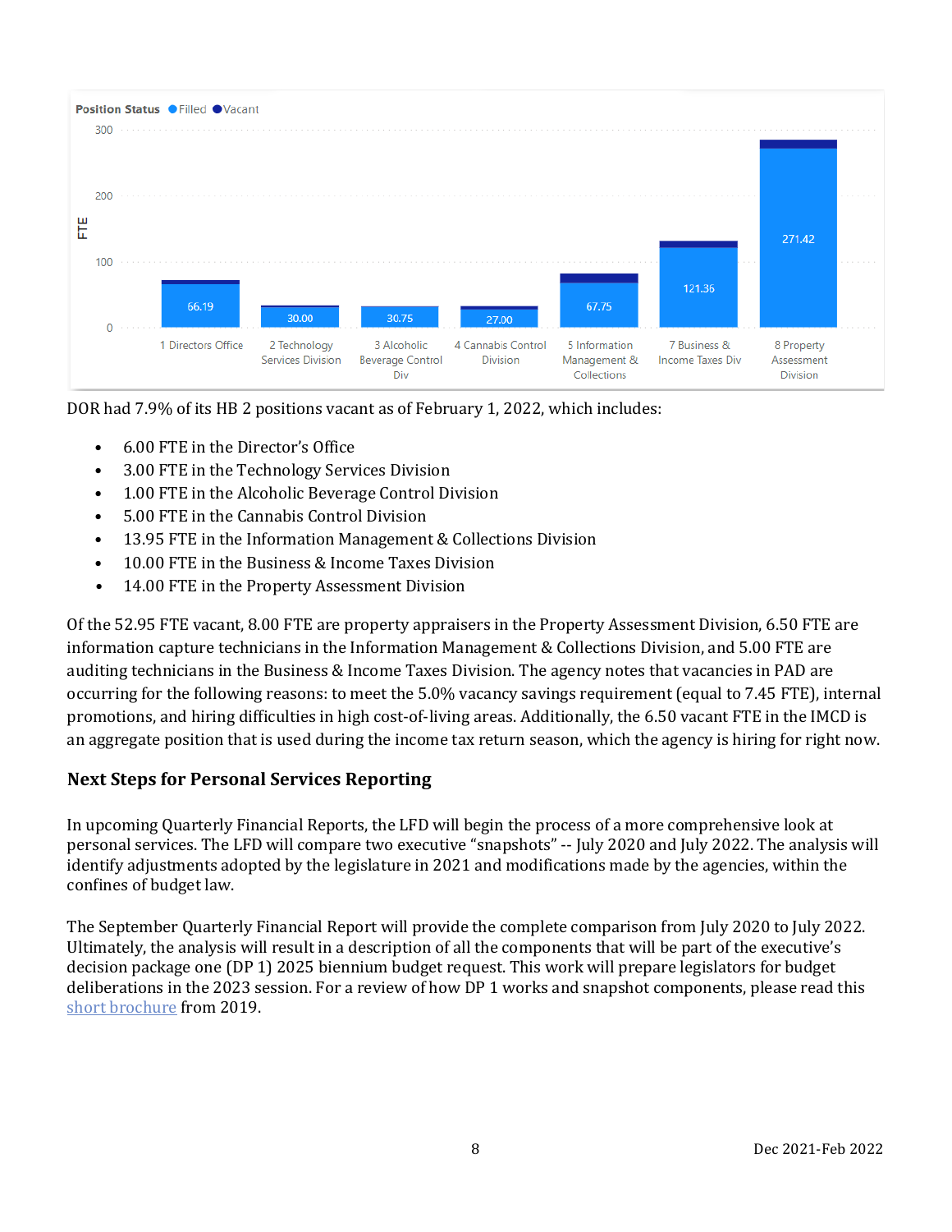**Position Status** ● Filled ● Vacant

| Division | Filled FTE |
|---|---|
| 1 Directors Office | 66.19 |
| 2 Technology Services Division | 30.00 |
| 3 Alcoholic Beverage Control Div | 30.75 |
| 4 Cannabis Control Division | 27.00 |
| 5 Information Management & Collections | 67.75 |
| 7 Business & Income Taxes Div | 121.36 |
| 8 Property Assessment Division | 271.42 |

DOR had 7.9% of its HB 2 positions vacant as of February 1, 2022, which includes:

- 6.00 FTE in the Director's Office
- 3.00 FTE in the Technology Services Division
- 1.00 FTE in the Alcoholic Beverage Control Division
- 5.00 FTE in the Cannabis Control Division
- 13.95 FTE in the Information Management & Collections Division
- 10.00 FTE in the Business & Income Taxes Division
- 14.00 FTE in the Property Assessment Division

Of the 52.95 FTE vacant, 8.00 FTE are property appraisers in the Property Assessment Division, 6.50 FTE are information capture technicians in the Information Management & Collections Division, and 5.00 FTE are auditing technicians in the Business & Income Taxes Division. The agency notes that vacancies in PAD are occurring for the following reasons: to meet the 5.0% vacancy savings requirement (equal to 7.45 FTE), internal promotions, and hiring difficulties in high cost-of-living areas. Additionally, the 6.50 vacant FTE in the IMCD is an aggregate position that is used during the income tax return season, which the agency is hiring for right now.

### Next Steps for Personal Services Reporting

In upcoming Quarterly Financial Reports, the LFD will begin the process of a more comprehensive look at personal services. The LFD will compare two executive "snapshots" -- July 2020 and July 2022. The analysis will identify adjustments adopted by the legislature in 2021 and modifications made by the agencies, within the confines of budget law.

The September Quarterly Financial Report will provide the complete comparison from July 2020 to July 2022. Ultimately, the analysis will result in a description of all the components that will be part of the executive's decision package one (DP 1) 2025 biennium budget request. This work will prepare legislators for budget deliberations in the 2023 session. For a review of how DP 1 works and snapshot components, please read this short brochure from 2019.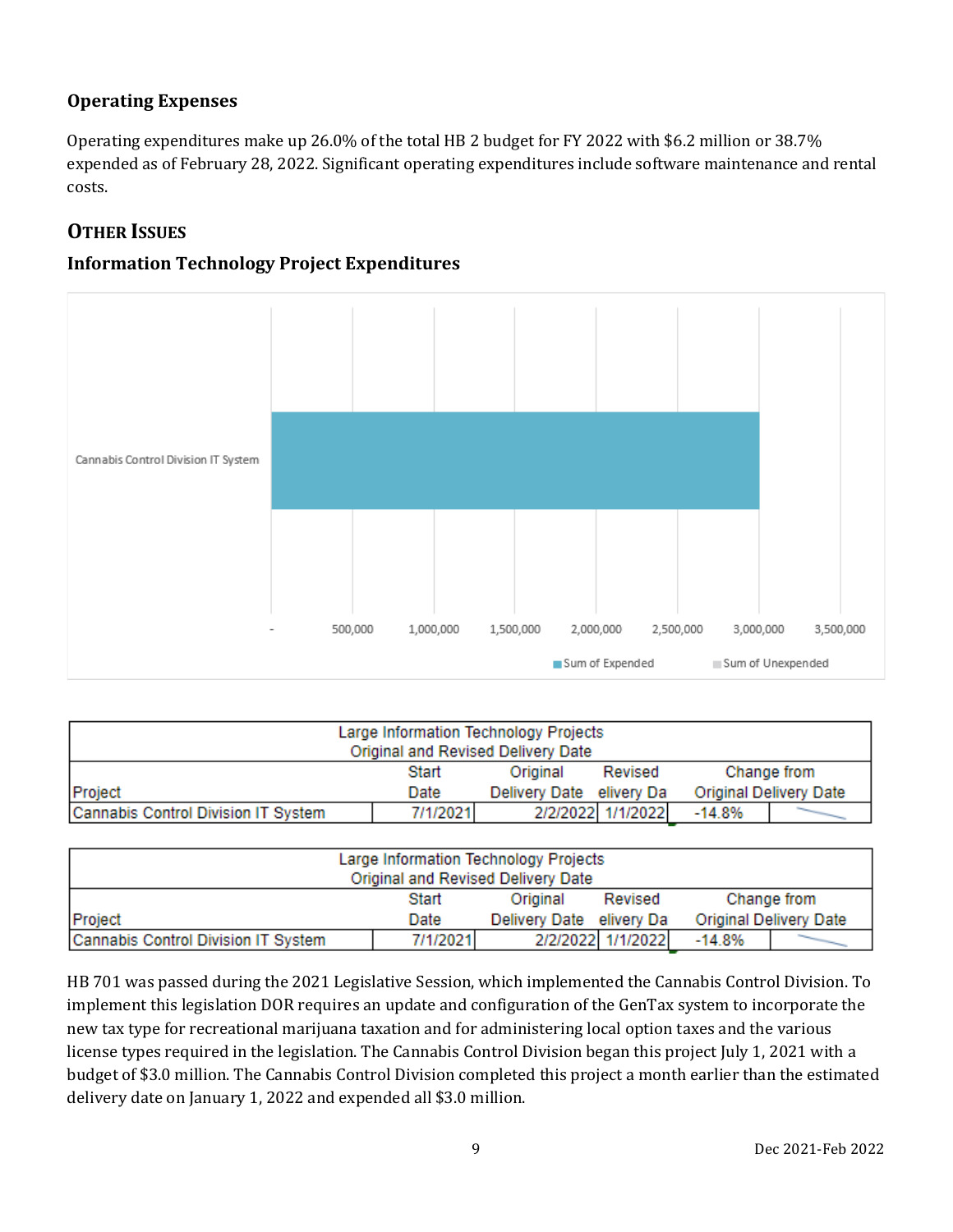### Operating Expenses

Operating expenditures make up 26.0% of the total HB 2 budget for FY 2022 with $6.2 million or 38.7% expended as of February 28, 2022. Significant operating expenditures include software maintenance and rental costs.

## Other Issues

### Information Technology Project Expenditures

| Large Information Technology Projects Original and Revised Delivery Date | | | | | |
|---|---|---|---|---|---|
| Project | Start Date | Original Delivery Date | Revised elivery Da | Change from Original Delivery Date | |
| Cannabis Control Division IT System | 7/1/2021 | 2/2/2022 | 1/1/2022 | -14.8% | |

| Large Information Technology Projects Original and Revised Delivery Date | | | | | |
|---|---|---|---|---|---|
| Project | Start Date | Original Delivery Date | Revised elivery Da | Change from Original Delivery Date | |
| Cannabis Control Division IT System | 7/1/2021 | 2/2/2022 | 1/1/2022 | -14.8% | |

HB 701 was passed during the 2021 Legislative Session, which implemented the Cannabis Control Division. To implement this legislation DOR requires an update and configuration of the GenTax system to incorporate the new tax type for recreational marijuana taxation and for administering local option taxes and the various license types required in the legislation. The Cannabis Control Division began this project July 1, 2021 with a budget of $3.0 million. The Cannabis Control Division completed this project a month earlier than the estimated delivery date on January 1, 2022 and expended all $3.0 million.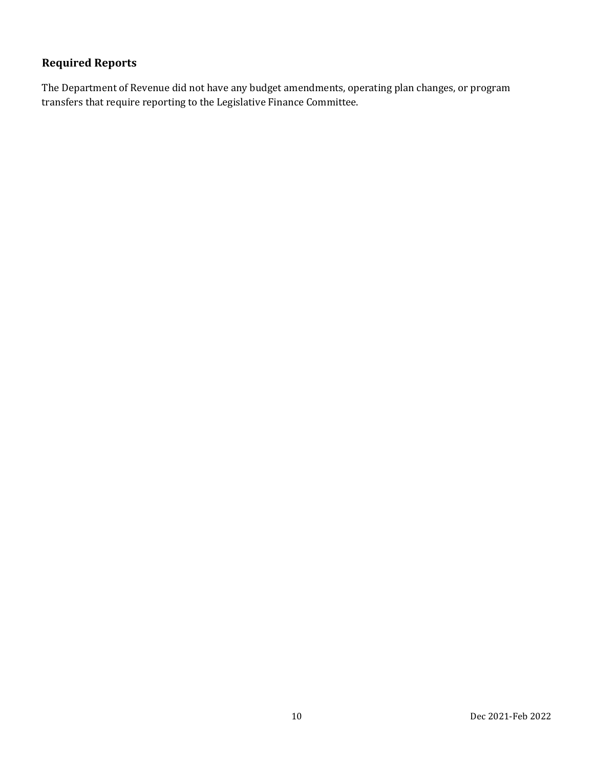## Required Reports

The Department of Revenue did not have any budget amendments, operating plan changes, or program transfers that require reporting to the Legislative Finance Committee.